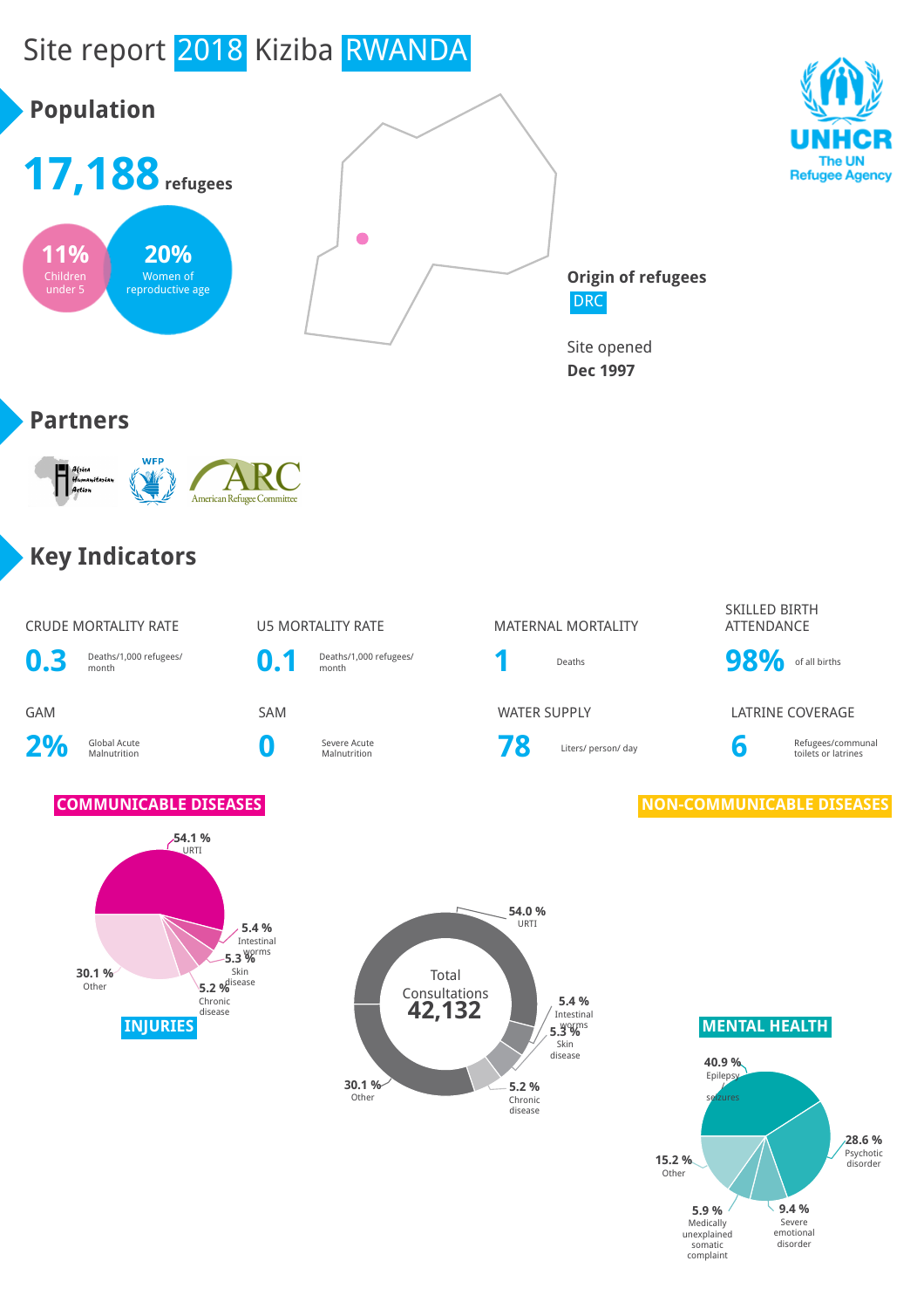# Site report 2018 Kiziba RWANDA

UNHCR
The UN Refugee Agency

## Population

**17,188** refugees

**11%** Children under 5

**20%** Women of reproductive age

**Origin of refugees**
DRC

Site opened
**Dec 1997**

## Partners

Africa Humanitarian Action
WFP
ARC American Refugee Committee

## Key Indicators

| CRUDE MORTALITY RATE | U5 MORTALITY RATE | MATERNAL MORTALITY | SKILLED BIRTH ATTENDANCE |
|---|---|---|---|
| **0.3** Deaths/1,000 refugees/ month | **0.1** Deaths/1,000 refugees/ month | **1** Deaths | **98%** of all births |

| GAM | SAM | WATER SUPPLY | LATRINE COVERAGE |
|---|---|---|---|
| **2%** Global Acute Malnutrition | **0** Severe Acute Malnutrition | **78** Liters/ person/ day | **6** Refugees/communal toilets or latrines |

### COMMUNICABLE DISEASES

- 54.1 % URTI
- 5.4 % Intestinal worms
- 5.3 % Skin disease
- 5.2 % Chronic disease
- 30.1 % Other

### INJURIES

### NON-COMMUNICABLE DISEASES

Total Consultations **42,132**

- 54.0 % URTI
- 5.4 % Intestinal worms
- 5.3 % Skin disease
- 5.2 % Chronic disease
- 30.1 % Other

### MENTAL HEALTH

- 40.9 % Epilepsy seizures
- 28.6 % Psychotic disorder
- 9.4 % Severe emotional disorder
- 5.9 % Medically unexplained somatic complaint
- 15.2 % Other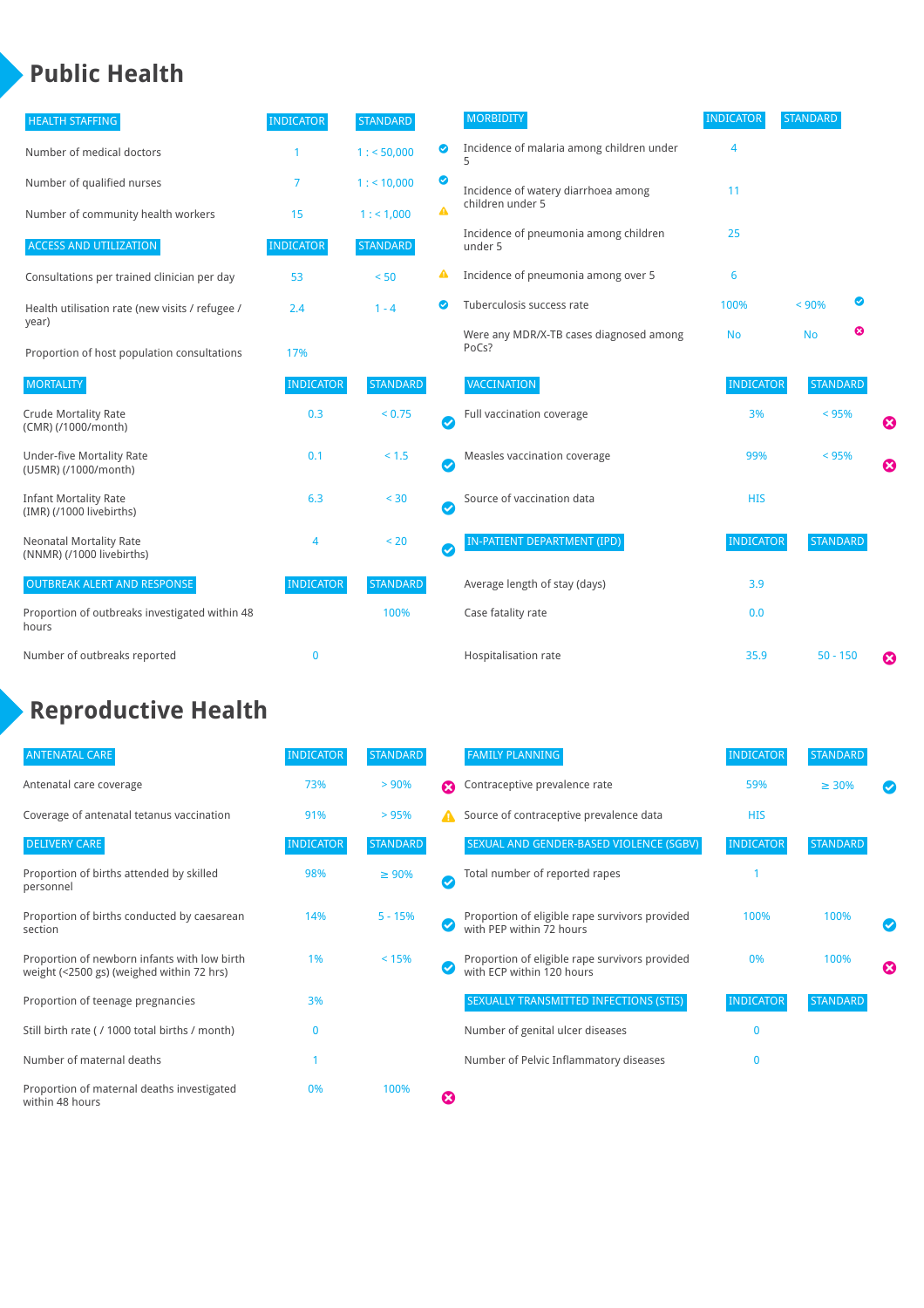# Public Health

| HEALTH STAFFING | INDICATOR | STANDARD | |
|---|---|---|---|
| Number of medical doctors | 1 | 1 : < 50,000 | ✔ |
| Number of qualified nurses | 7 | 1 : < 10,000 | ✔ |
| Number of community health workers | 15 | 1 : < 1,000 | ⚠ |

| ACCESS AND UTILIZATION | INDICATOR | STANDARD | |
|---|---|---|---|
| Consultations per trained clinician per day | 53 | < 50 | ⚠ |
| Health utilisation rate (new visits / refugee / year) | 2.4 | 1 - 4 | ✔ |
| Proportion of host population consultations | 17% | | |

| MORTALITY | INDICATOR | STANDARD | |
|---|---|---|---|
| Crude Mortality Rate (CMR) (/1000/month) | 0.3 | < 0.75 | ✔ |
| Under-five Mortality Rate (U5MR) (/1000/month) | 0.1 | < 1.5 | ✔ |
| Infant Mortality Rate (IMR) (/1000 livebirths) | 6.3 | < 30 | ✔ |
| Neonatal Mortality Rate (NNMR) (/1000 livebirths) | 4 | < 20 | ✔ |

| OUTBREAK ALERT AND RESPONSE | INDICATOR | STANDARD | |
|---|---|---|---|
| Proportion of outbreaks investigated within 48 hours | | 100% | |
| Number of outbreaks reported | 0 | | |

| MORBIDITY | INDICATOR | STANDARD | |
|---|---|---|---|
| Incidence of malaria among children under 5 | 4 | | |
| Incidence of watery diarrhoea among children under 5 | 11 | | |
| Incidence of pneumonia among children under 5 | 25 | | |
| Incidence of pneumonia among over 5 | 6 | | |
| Tuberculosis success rate | 100% | < 90% | ✔ |
| Were any MDR/X-TB cases diagnosed among PoCs? | No | No | ✖ |

| VACCINATION | INDICATOR | STANDARD | |
|---|---|---|---|
| Full vaccination coverage | 3% | < 95% | ✖ |
| Measles vaccination coverage | 99% | < 95% | ✖ |
| Source of vaccination data | HIS | | |

| IN-PATIENT DEPARTMENT (IPD) | INDICATOR | STANDARD | |
|---|---|---|---|
| Average length of stay (days) | 3.9 | | |
| Case fatality rate | 0.0 | | |
| Hospitalisation rate | 35.9 | 50 - 150 | ✖ |

# Reproductive Health

| ANTENATAL CARE | INDICATOR | STANDARD | |
|---|---|---|---|
| Antenatal care coverage | 73% | > 90% | ✖ |
| Coverage of antenatal tetanus vaccination | 91% | > 95% | ⚠ |

| DELIVERY CARE | INDICATOR | STANDARD | |
|---|---|---|---|
| Proportion of births attended by skilled personnel | 98% | ≥ 90% | ✔ |
| Proportion of births conducted by caesarean section | 14% | 5 - 15% | ✔ |
| Proportion of newborn infants with low birth weight (<2500 gs) (weighed within 72 hrs) | 1% | < 15% | ✔ |
| Proportion of teenage pregnancies | 3% | | |
| Still birth rate ( / 1000 total births / month) | 0 | | |
| Number of maternal deaths | 1 | | |
| Proportion of maternal deaths investigated within 48 hours | 0% | 100% | ✖ |

| FAMILY PLANNING | INDICATOR | STANDARD | |
|---|---|---|---|
| Contraceptive prevalence rate | 59% | ≥ 30% | ✔ |
| Source of contraceptive prevalence data | HIS | | |

| SEXUAL AND GENDER-BASED VIOLENCE (SGBV) | INDICATOR | STANDARD | |
|---|---|---|---|
| Total number of reported rapes | 1 | | |
| Proportion of eligible rape survivors provided with PEP within 72 hours | 100% | 100% | ✔ |
| Proportion of eligible rape survivors provided with ECP within 120 hours | 0% | 100% | ✖ |

| SEXUALLY TRANSMITTED INFECTIONS (STIS) | INDICATOR | STANDARD |
|---|---|---|
| Number of genital ulcer diseases | 0 | |
| Number of Pelvic Inflammatory diseases | 0 | |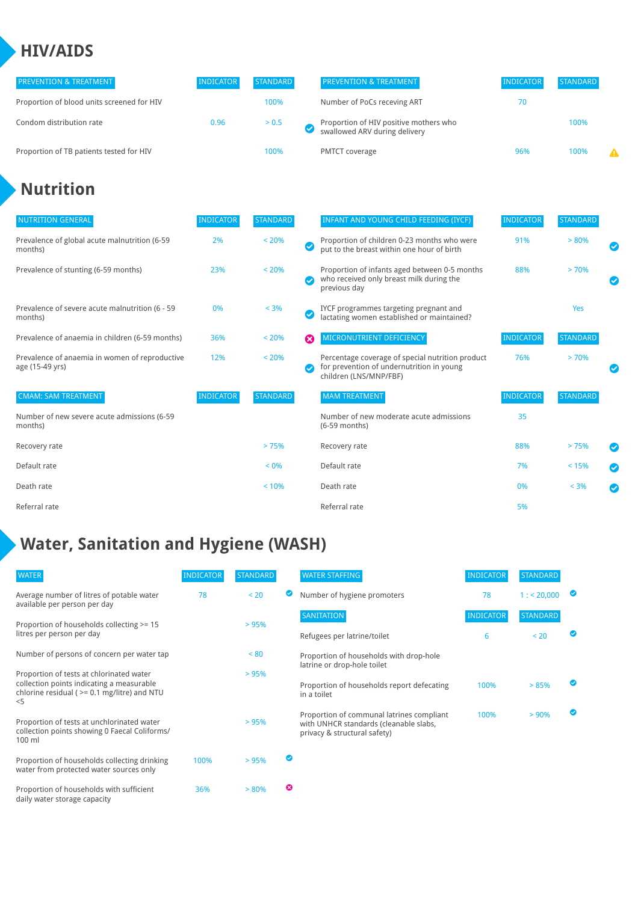# HIV/AIDS

| PREVENTION & TREATMENT | INDICATOR | STANDARD | |
|---|---|---|---|
| Proportion of blood units screened for HIV | | 100% | |
| Condom distribution rate | 0.96 | > 0.5 | ✔ |
| Proportion of TB patients tested for HIV | | 100% | |

| PREVENTION & TREATMENT | INDICATOR | STANDARD | |
|---|---|---|---|
| Number of PoCs receving ART | 70 | | |
| Proportion of HIV positive mothers who swallowed ARV during delivery | | 100% | |
| PMTCT coverage | 96% | 100% | ⚠ |

# Nutrition

| NUTRITION GENERAL | INDICATOR | STANDARD | |
|---|---|---|---|
| Prevalence of global acute malnutrition (6-59 months) | 2% | < 20% | ✔ |
| Prevalence of stunting (6-59 months) | 23% | < 20% | |
| Prevalence of severe acute malnutrition (6 - 59 months) | 0% | < 3% | ✔ |
| Prevalence of anaemia in children (6-59 months) | 36% | < 20% | ✖ |
| Prevalence of anaemia in women of reproductive age (15-49 yrs) | 12% | < 20% | ✔ |

| INFANT AND YOUNG CHILD FEEDING (IYCF) | INDICATOR | STANDARD | |
|---|---|---|---|
| Proportion of children 0-23 months who were put to the breast within one hour of birth | 91% | > 80% | ✔ |
| Proportion of infants aged between 0-5 months who received only breast milk during the previous day | 88% | > 70% | ✔ |
| IYCF programmes targeting pregnant and lactating women established or maintained? | | Yes | |

| MICRONUTRIENT DEFICIENCY | INDICATOR | STANDARD | |
|---|---|---|---|
| Percentage coverage of special nutrition product for prevention of undernutrition in young children (LNS/MNP/FBF) | 76% | > 70% | ✔ |

| CMAM: SAM TREATMENT | INDICATOR | STANDARD |
|---|---|---|
| Number of new severe acute admissions (6-59 months) | | |
| Recovery rate | | > 75% |
| Default rate | | < 0% |
| Death rate | | < 10% |
| Referral rate | | |

| MAM TREATMENT | INDICATOR | STANDARD | |
|---|---|---|---|
| Number of new moderate acute admissions (6-59 months) | 35 | | |
| Recovery rate | 88% | > 75% | ✔ |
| Default rate | 7% | < 15% | ✔ |
| Death rate | 0% | < 3% | ✔ |
| Referral rate | 5% | | |

# Water, Sanitation and Hygiene (WASH)

| WATER | INDICATOR | STANDARD | |
|---|---|---|---|
| Average number of litres of potable water available per person per day | 78 | < 20 | ✔ |
| Proportion of households collecting >= 15 litres per person per day | | > 95% | |
| Number of persons of concern per water tap | | < 80 | |
| Proportion of tests at chlorinated water collection points indicating a measurable chlorine residual ( >= 0.1 mg/litre) and NTU <5 | | > 95% | |
| Proportion of tests at unchlorinated water collection points showing 0 Faecal Coliforms/ 100 ml | | > 95% | |
| Proportion of households collecting drinking water from protected water sources only | 100% | > 95% | ✔ |
| Proportion of households with sufficient daily water storage capacity | 36% | > 80% | ✖ |

| WATER STAFFING | INDICATOR | STANDARD | |
|---|---|---|---|
| Number of hygiene promoters | 78 | 1 : < 20,000 | ✔ |

| SANITATION | INDICATOR | STANDARD | |
|---|---|---|---|
| Refugees per latrine/toilet | 6 | < 20 | ✔ |
| Proportion of households with drop-hole latrine or drop-hole toilet | | | |
| Proportion of households report defecating in a toilet | 100% | > 85% | ✔ |
| Proportion of communal latrines compliant with UNHCR standards (cleanable slabs, privacy & structural safety) | 100% | > 90% | ✔ |